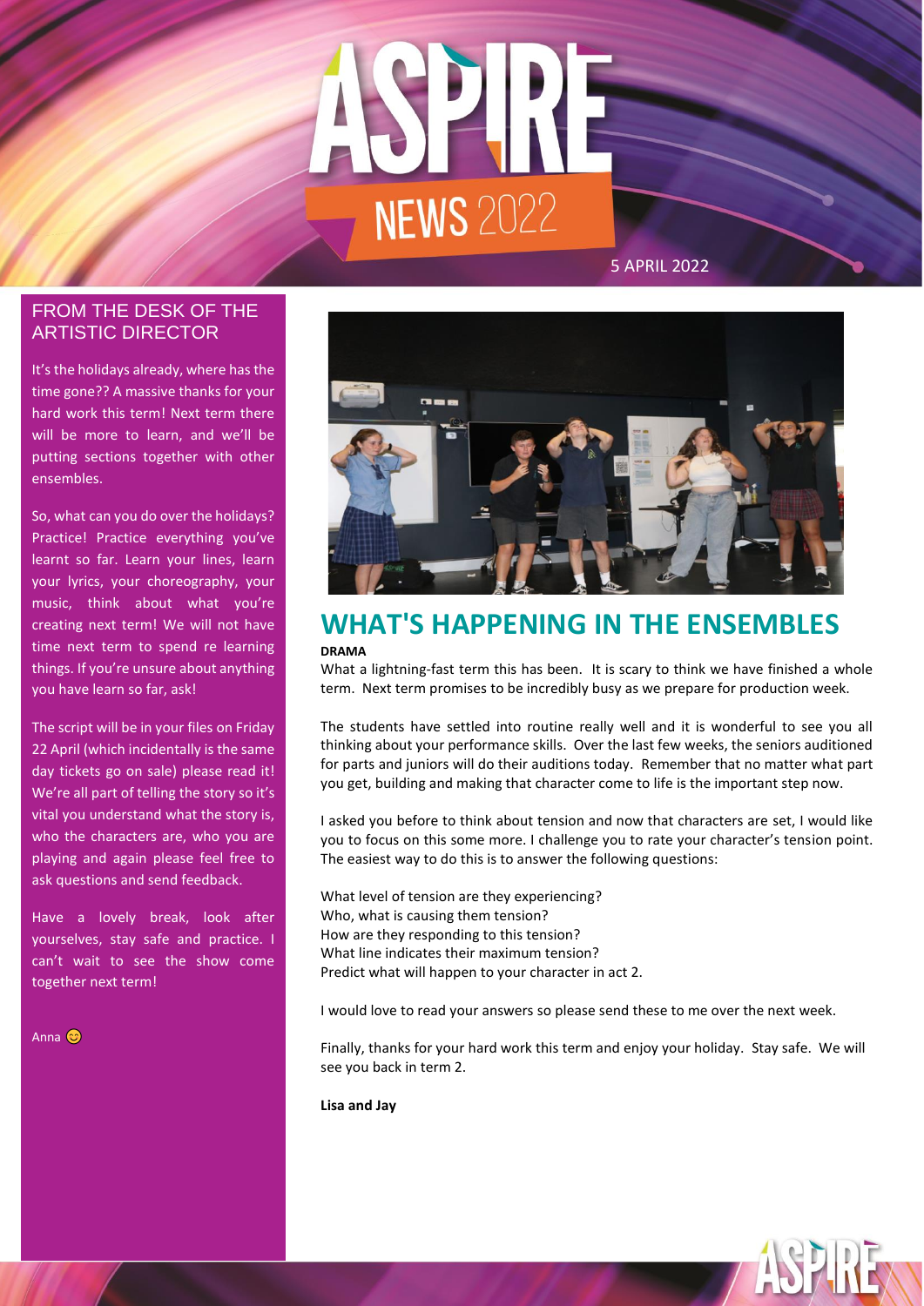# ASPIRE NEWS 2022

5 APRIL 2022

## FROM THE DESK OF THE ARTISTIC DIRECTOR

It's the holidays already, where has the time gone?? A massive thanks for your hard work this term! Next term there will be more to learn, and we'll be putting sections together with other ensembles.

So, what can you do over the holidays? Practice! Practice everything you've learnt so far. Learn your lines, learn your lyrics, your choreography, your music, think about what you're creating next term! We will not have time next term to spend re learning things. If you're unsure about anything you have learn so far, ask!

The script will be in your files on Friday 22 April (which incidentally is the same day tickets go on sale) please read it! We're all part of telling the story so it's vital you understand what the story is, who the characters are, who you are playing and again please feel free to ask questions and send feedback.

Have a lovely break, look after yourselves, stay safe and practice. I can't wait to see the show come together next term!

Anna 😊

## WHAT'S HAPPENING IN THE ENSEMBLES

**DRAMA**

What a lightning-fast term this has been. It is scary to think we have finished a whole term. Next term promises to be incredibly busy as we prepare for production week.

The students have settled into routine really well and it is wonderful to see you all thinking about your performance skills. Over the last few weeks, the seniors auditioned for parts and juniors will do their auditions today. Remember that no matter what part you get, building and making that character come to life is the important step now.

I asked you before to think about tension and now that characters are set, I would like you to focus on this some more. I challenge you to rate your character's tension point. The easiest way to do this is to answer the following questions:

What level of tension are they experiencing?
Who, what is causing them tension?
How are they responding to this tension?
What line indicates their maximum tension?
Predict what will happen to your character in act 2.

I would love to read your answers so please send these to me over the next week.

Finally, thanks for your hard work this term and enjoy your holiday. Stay safe. We will see you back in term 2.

**Lisa and Jay**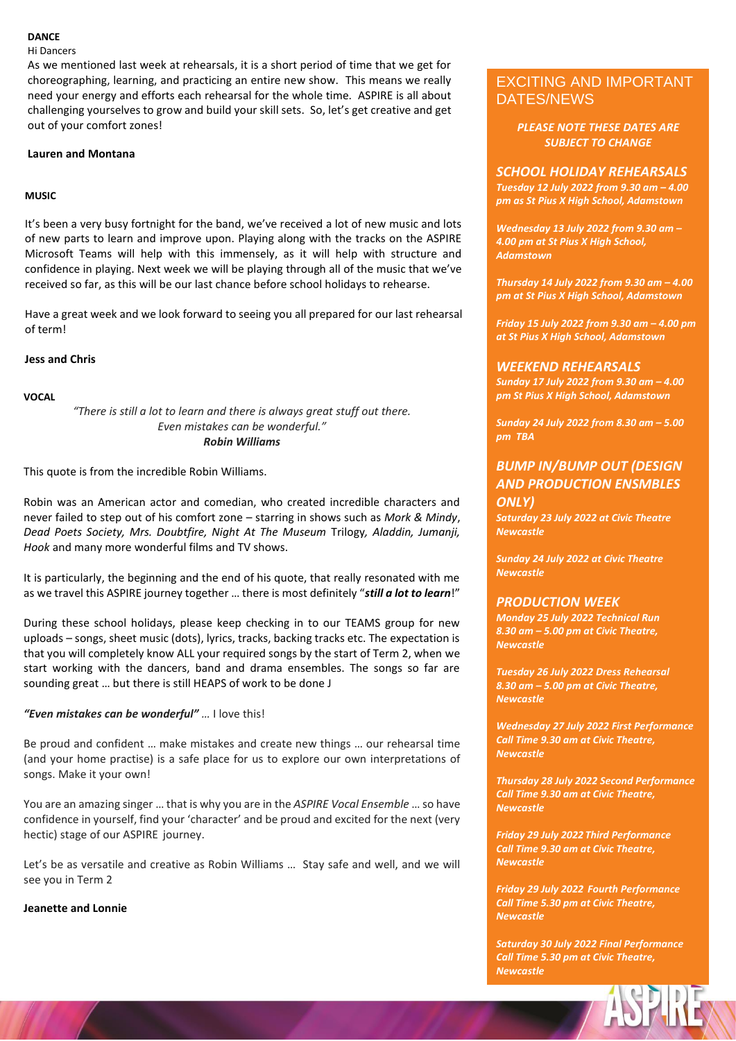**DANCE**

Hi Dancers

As we mentioned last week at rehearsals, it is a short period of time that we get for choreographing, learning, and practicing an entire new show. This means we really need your energy and efforts each rehearsal for the whole time. ASPIRE is all about challenging yourselves to grow and build your skill sets. So, let's get creative and get out of your comfort zones!

**Lauren and Montana**

**MUSIC**

It's been a very busy fortnight for the band, we've received a lot of new music and lots of new parts to learn and improve upon. Playing along with the tracks on the ASPIRE Microsoft Teams will help with this immensely, as it will help with structure and confidence in playing. Next week we will be playing through all of the music that we've received so far, as this will be our last chance before school holidays to rehearse.

Have a great week and we look forward to seeing you all prepared for our last rehearsal of term!

**Jess and Chris**

**VOCAL**

*"There is still a lot to learn and there is always great stuff out there. Even mistakes can be wonderful."*
***Robin Williams***

This quote is from the incredible Robin Williams.

Robin was an American actor and comedian, who created incredible characters and never failed to step out of his comfort zone – starring in shows such as *Mork & Mindy*, *Dead Poets Society, Mrs. Doubtfire, Night At The Museum* Trilogy*, Aladdin, Jumanji, Hook* and many more wonderful films and TV shows.

It is particularly, the beginning and the end of his quote, that really resonated with me as we travel this ASPIRE journey together … there is most definitely "***still a lot to learn***!"

During these school holidays, please keep checking in to our TEAMS group for new uploads – songs, sheet music (dots), lyrics, tracks, backing tracks etc. The expectation is that you will completely know ALL your required songs by the start of Term 2, when we start working with the dancers, band and drama ensembles. The songs so far are sounding great … but there is still HEAPS of work to be done J

***"Even mistakes can be wonderful"*** … I love this!

Be proud and confident … make mistakes and create new things … our rehearsal time (and your home practise) is a safe place for us to explore our own interpretations of songs. Make it your own!

You are an amazing singer … that is why you are in the *ASPIRE Vocal Ensemble* … so have confidence in yourself, find your 'character' and be proud and excited for the next (very hectic) stage of our ASPIRE journey.

Let's be as versatile and creative as Robin Williams … Stay safe and well, and we will see you in Term 2

**Jeanette and Lonnie**

## EXCITING AND IMPORTANT DATES/NEWS

***PLEASE NOTE THESE DATES ARE SUBJECT TO CHANGE***

### *SCHOOL HOLIDAY REHEARSALS*

***Tuesday 12 July 2022 from 9.30 am – 4.00 pm as St Pius X High School, Adamstown***

***Wednesday 13 July 2022 from 9.30 am – 4.00 pm at St Pius X High School, Adamstown***

***Thursday 14 July 2022 from 9.30 am – 4.00 pm at St Pius X High School, Adamstown***

***Friday 15 July 2022 from 9.30 am – 4.00 pm at St Pius X High School, Adamstown***

### *WEEKEND REHEARSALS*

***Sunday 17 July 2022 from 9.30 am – 4.00 pm St Pius X High School, Adamstown***

***Sunday 24 July 2022 from 8.30 am – 5.00 pm TBA***

### *BUMP IN/BUMP OUT (DESIGN AND PRODUCTION ENSMBLES ONLY)*

***Saturday 23 July 2022 at Civic Theatre Newcastle***

***Sunday 24 July 2022 at Civic Theatre Newcastle***

### *PRODUCTION WEEK*

***Monday 25 July 2022 Technical Run 8.30 am – 5.00 pm at Civic Theatre, Newcastle***

***Tuesday 26 July 2022 Dress Rehearsal 8.30 am – 5.00 pm at Civic Theatre, Newcastle***

***Wednesday 27 July 2022 First Performance Call Time 9.30 am at Civic Theatre, Newcastle***

***Thursday 28 July 2022 Second Performance Call Time 9.30 am at Civic Theatre, Newcastle***

***Friday 29 July 2022 Third Performance Call Time 9.30 am at Civic Theatre, Newcastle***

***Friday 29 July 2022 Fourth Performance Call Time 5.30 pm at Civic Theatre, Newcastle***

***Saturday 30 July 2022 Final Performance Call Time 5.30 pm at Civic Theatre, Newcastle***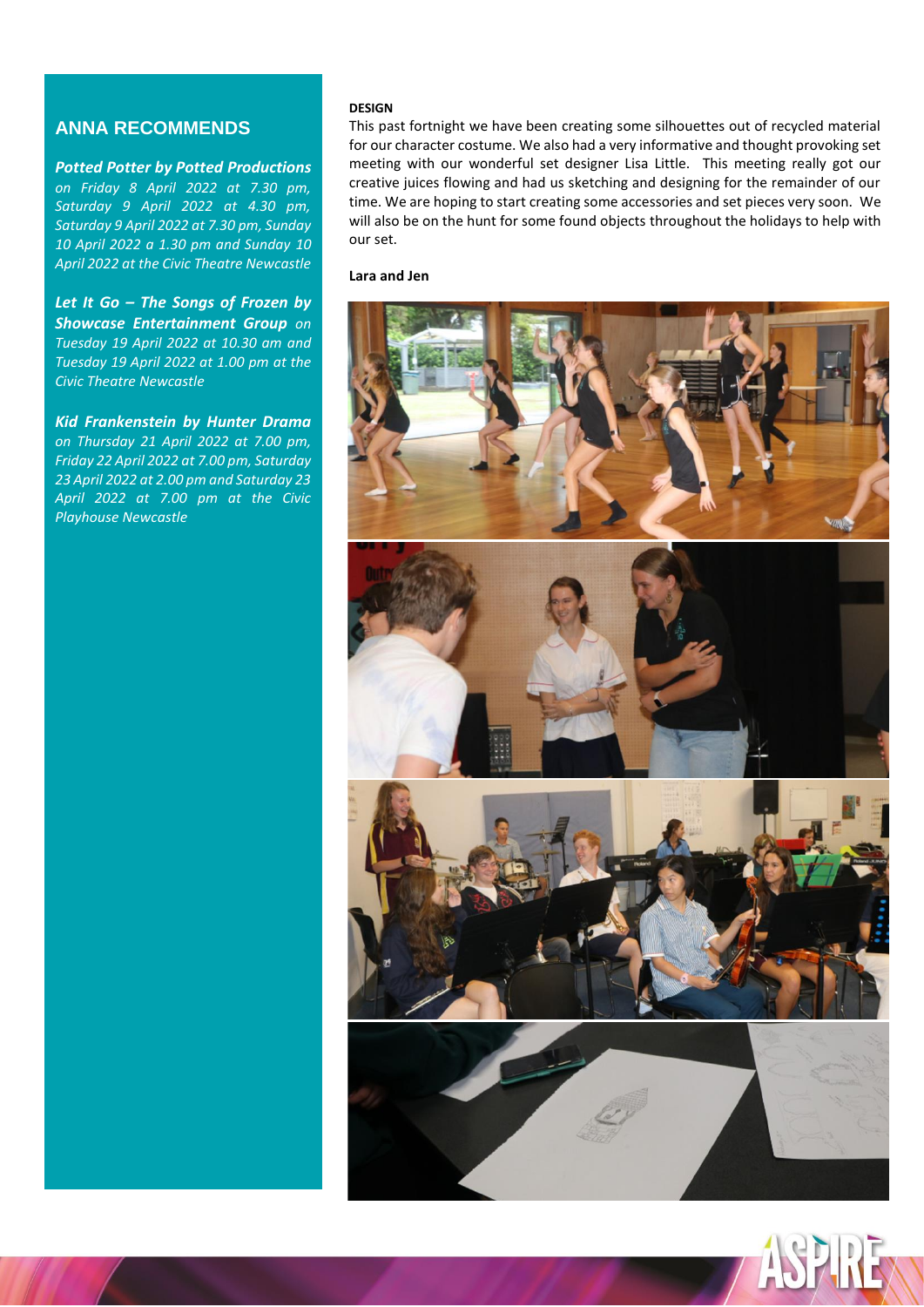## ANNA RECOMMENDS

***Potted Potter by Potted Productions*** *on Friday 8 April 2022 at 7.30 pm, Saturday 9 April 2022 at 4.30 pm, Saturday 9 April 2022 at 7.30 pm, Sunday 10 April 2022 a 1.30 pm and Sunday 10 April 2022 at the Civic Theatre Newcastle*

***Let It Go – The Songs of Frozen by Showcase Entertainment Group*** *on Tuesday 19 April 2022 at 10.30 am and Tuesday 19 April 2022 at 1.00 pm at the Civic Theatre Newcastle*

***Kid Frankenstein by Hunter Drama*** *on Thursday 21 April 2022 at 7.00 pm, Friday 22 April 2022 at 7.00 pm, Saturday 23 April 2022 at 2.00 pm and Saturday 23 April 2022 at 7.00 pm at the Civic Playhouse Newcastle*

**DESIGN**

This past fortnight we have been creating some silhouettes out of recycled material for our character costume. We also had a very informative and thought provoking set meeting with our wonderful set designer Lisa Little. This meeting really got our creative juices flowing and had us sketching and designing for the remainder of our time. We are hoping to start creating some accessories and set pieces very soon. We will also be on the hunt for some found objects throughout the holidays to help with our set.

**Lara and Jen**